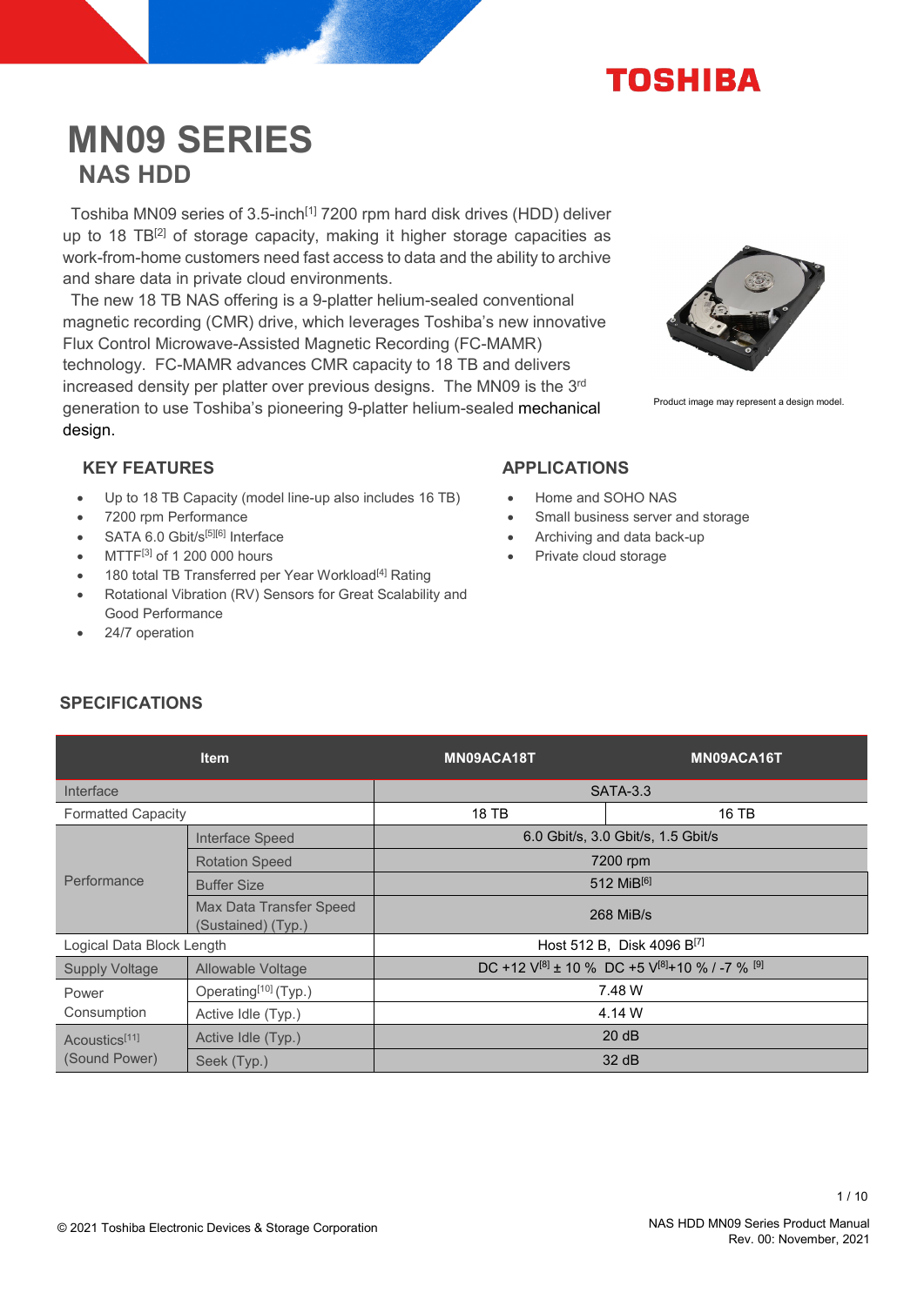# MN09 SERIES

## NAS HDD

Toshiba MN09 series of 3.5-inch[1] 7200 rpm hard disk drives (HDD) deliver up to 18 TB[2] of storage capacity, making it higher storage capacities as work-from-home customers need fast access to data and the ability to archive and share data in private cloud environments.

The new 18 TB NAS offering is a 9-platter helium-sealed conventional magnetic recording (CMR) drive, which leverages Toshiba's new innovative Flux Control Microwave-Assisted Magnetic Recording (FC-MAMR) technology. FC-MAMR advances CMR capacity to 18 TB and delivers increased density per platter over previous designs. The MN09 is the 3rd generation to use Toshiba's pioneering 9-platter helium-sealed mechanical design.

Product image may represent a design model.

### KEY FEATURES

- Up to 18 TB Capacity (model line-up also includes 16 TB)
- 7200 rpm Performance
- SATA 6.0 Gbit/s[5][6] Interface
- MTTF[3] of 1 200 000 hours
- 180 total TB Transferred per Year Workload[4] Rating
- Rotational Vibration (RV) Sensors for Great Scalability and Good Performance
- 24/7 operation

### APPLICATIONS

- Home and SOHO NAS
- Small business server and storage
- Archiving and data back-up
- Private cloud storage

### SPECIFICATIONS

| Item | | MN09ACA18T | MN09ACA16T |
|---|---|---|---|
| Interface | | SATA-3.3 | |
| Formatted Capacity | | 18 TB | 16 TB |
| Performance | Interface Speed | 6.0 Gbit/s, 3.0 Gbit/s, 1.5 Gbit/s | |
| | Rotation Speed | 7200 rpm | |
| | Buffer Size | 512 MiB[6] | |
| | Max Data Transfer Speed (Sustained) (Typ.) | 268 MiB/s | |
| Logical Data Block Length | | Host 512 B, Disk 4096 B[7] | |
| Supply Voltage | Allowable Voltage | DC +12 V[8] ± 10 % DC +5 V[8]+10 % / -7 % [9] | |
| Power Consumption | Operating[10] (Typ.) | 7.48 W | |
| | Active Idle (Typ.) | 4.14 W | |
| Acoustics[11] (Sound Power) | Active Idle (Typ.) | 20 dB | |
| | Seek (Typ.) | 32 dB | |

© 2021 Toshiba Electronic Devices & Storage Corporation

NAS HDD MN09 Series Product Manual
Rev. 00: November, 2021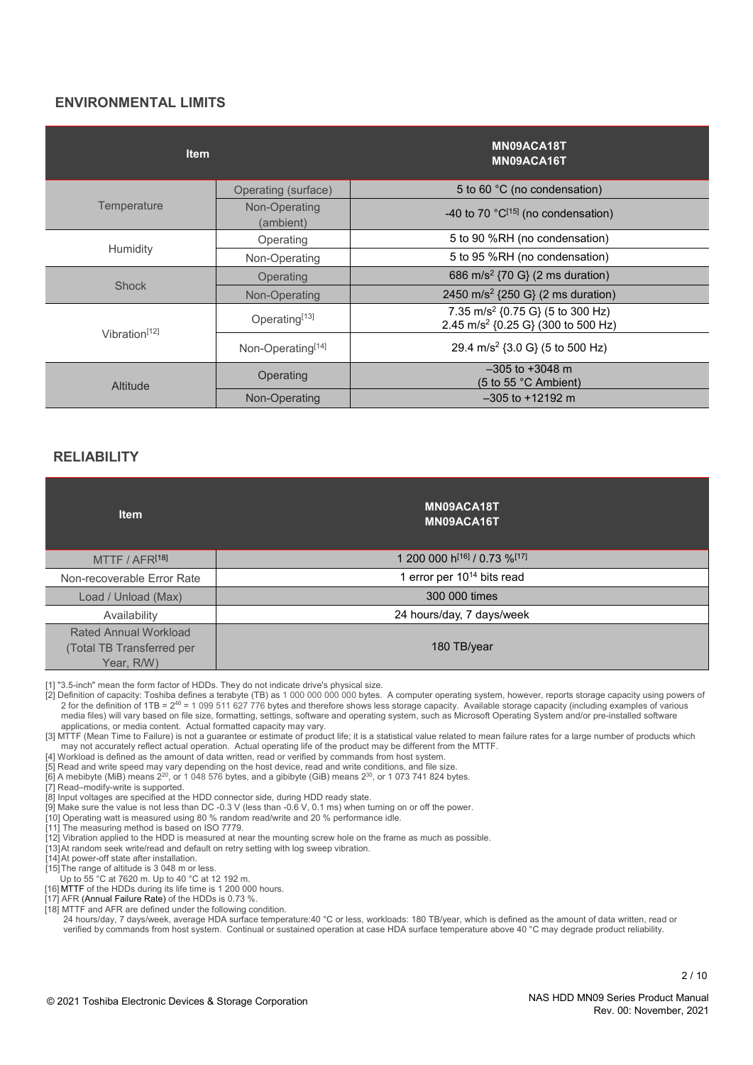## ENVIRONMENTAL LIMITS

| Item | | MN09ACA18T<br>MN09ACA16T |
|---|---|---|
| Temperature | Operating (surface) | 5 to 60 °C (no condensation) |
| | Non-Operating (ambient) | -40 to 70 °C[15] (no condensation) |
| Humidity | Operating | 5 to 90 %RH (no condensation) |
| | Non-Operating | 5 to 95 %RH (no condensation) |
| Shock | Operating | 686 $m/s^2$ {70 G} (2 ms duration) |
| | Non-Operating | 2450 $m/s^2$ {250 G} (2 ms duration) |
| Vibration[12] | Operating[13] | 7.35 $m/s^2$ {0.75 G} (5 to 300 Hz)<br>2.45 $m/s^2$ {0.25 G} (300 to 500 Hz) |
| | Non-Operating[14] | 29.4 $m/s^2$ {3.0 G} (5 to 500 Hz) |
| Altitude | Operating | –305 to +3048 m<br>(5 to 55 °C Ambient) |
| | Non-Operating | –305 to +12192 m |

## RELIABILITY

| Item | MN09ACA18T<br>MN09ACA16T |
|---|---|
| MTTF / AFR[18] | 1 200 000 h[16] / 0.73 %[17] |
| Non-recoverable Error Rate | 1 error per $10^{14}$ bits read |
| Load / Unload (Max) | 300 000 times |
| Availability | 24 hours/day, 7 days/week |
| Rated Annual Workload (Total TB Transferred per Year, R/W) | 180 TB/year |

[1] "3.5-inch" mean the form factor of HDDs. They do not indicate drive's physical size.
[2] Definition of capacity: Toshiba defines a terabyte (TB) as 1 000 000 000 000 bytes. A computer operating system, however, reports storage capacity using powers of 2 for the definition of 1TB = $2^{40}$ = 1 099 511 627 776 bytes and therefore shows less storage capacity. Available storage capacity (including examples of various media files) will vary based on file size, formatting, settings, software and operating system, such as Microsoft Operating System and/or pre-installed software applications, or media content. Actual formatted capacity may vary.
[3] MTTF (Mean Time to Failure) is not a guarantee or estimate of product life; it is a statistical value related to mean failure rates for a large number of products which may not accurately reflect actual operation. Actual operating life of the product may be different from the MTTF.
[4] Workload is defined as the amount of data written, read or verified by commands from host system.
[5] Read and write speed may vary depending on the host device, read and write conditions, and file size.
[6] A mebibyte (MiB) means $2^{20}$, or 1 048 576 bytes, and a gibibyte (GiB) means $2^{30}$, or 1 073 741 824 bytes.
[7] Read–modify-write is supported.
[8] Input voltages are specified at the HDD connector side, during HDD ready state.
[9] Make sure the value is not less than DC -0.3 V (less than -0.6 V, 0.1 ms) when turning on or off the power.
[10] Operating watt is measured using 80 % random read/write and 20 % performance idle.
[11] The measuring method is based on ISO 7779.
[12] Vibration applied to the HDD is measured at near the mounting screw hole on the frame as much as possible.
[13] At random seek write/read and default on retry setting with log sweep vibration.
[14] At power-off state after installation.
[15] The range of altitude is 3 048 m or less.
Up to 55 °C at 7620 m. Up to 40 °C at 12 192 m.
[16] MTTF of the HDDs during its life time is 1 200 000 hours.
[17] AFR (Annual Failure Rate) of the HDDs is 0.73 %.
[18] MTTF and AFR are defined under the following condition.
24 hours/day, 7 days/week, average HDA surface temperature:40 °C or less, workloads: 180 TB/year, which is defined as the amount of data written, read or verified by commands from host system. Continual or sustained operation at case HDA surface temperature above 40 °C may degrade product reliability.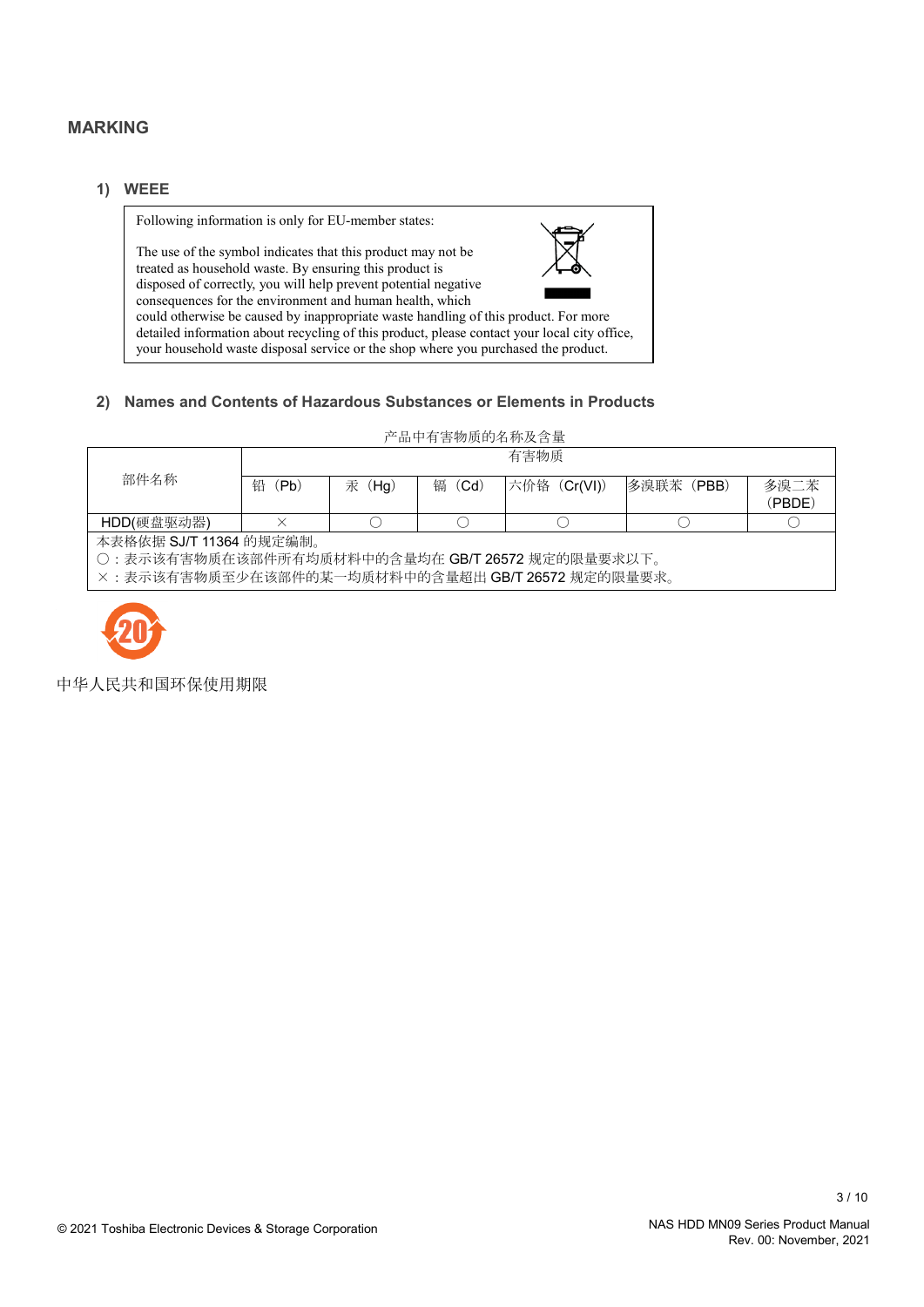## MARKING

### 1) WEEE

Following information is only for EU-member states:

The use of the symbol indicates that this product may not be treated as household waste. By ensuring this product is disposed of correctly, you will help prevent potential negative consequences for the environment and human health, which could otherwise be caused by inappropriate waste handling of this product. For more detailed information about recycling of this product, please contact your local city office, your household waste disposal service or the shop where you purchased the product.

### 2) Names and Contents of Hazardous Substances or Elements in Products

产品中有害物质的名称及含量

| 部件名称 | 有害物质 | | | | | |
|---|---|---|---|---|---|---|
| | 铅（Pb） | 汞（Hg） | 镉（Cd） | 六价铬（Cr(VI)） | 多溴联苯（PBB） | 多溴二苯（PBDE） |
| HDD(硬盘驱动器) | × | ○ | ○ | ○ | ○ | ○ |

本表格依据 SJ/T 11364 的规定编制。
○：表示该有害物质在该部件所有均质材料中的含量均在 GB/T 26572 规定的限量要求以下。
×：表示该有害物质至少在该部件的某一均质材料中的含量超出 GB/T 26572 规定的限量要求。

20

中华人民共和国环保使用期限

© 2021 Toshiba Electronic Devices & Storage Corporation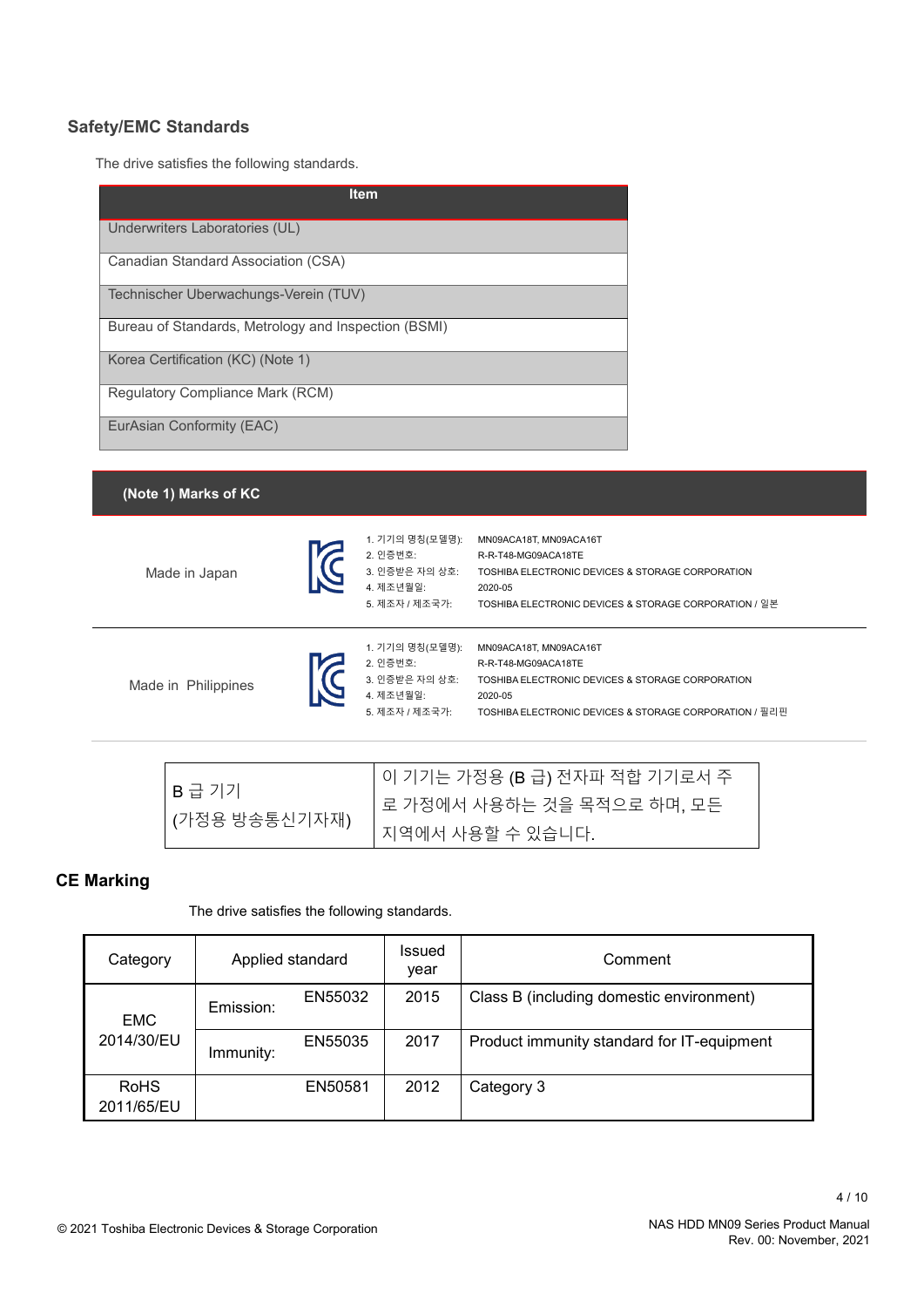## Safety/EMC Standards

The drive satisfies the following standards.

| Item |
|---|
| Underwriters Laboratories (UL) |
| Canadian Standard Association (CSA) |
| Technischer Uberwachungs-Verein (TUV) |
| Bureau of Standards, Metrology and Inspection (BSMI) |
| Korea Certification (KC) (Note 1) |
| Regulatory Compliance Mark (RCM) |
| EurAsian Conformity (EAC) |

**(Note 1) Marks of KC**

| | |
|---|---|
| Made in Japan | 1. 기기의 명칭(모델명): MN09ACA18T, MN09ACA16T<br>2. 인증번호: R-R-T48-MG09ACA18TE<br>3. 인증받은 자의 상호: TOSHIBA ELECTRONIC DEVICES & STORAGE CORPORATION<br>4. 제조년월일: 2020-05<br>5. 제조자 / 제조국가: TOSHIBA ELECTRONIC DEVICES & STORAGE CORPORATION / 일본 |
| Made in Philippines | 1. 기기의 명칭(모델명): MN09ACA18T, MN09ACA16T<br>2. 인증번호: R-R-T48-MG09ACA18TE<br>3. 인증받은 자의 상호: TOSHIBA ELECTRONIC DEVICES & STORAGE CORPORATION<br>4. 제조년월일: 2020-05<br>5. 제조자 / 제조국가: TOSHIBA ELECTRONIC DEVICES & STORAGE CORPORATION / 필리핀 |

| B 급 기기 (가정용 방송통신기자재) | 이 기기는 가정용 (B 급) 전자파 적합 기기로서 주로 가정에서 사용하는 것을 목적으로 하며, 모든 지역에서 사용할 수 있습니다. |
|---|---|

## CE Marking

The drive satisfies the following standards.

| Category | Applied standard | | Issued year | Comment |
|---|---|---|---|---|
| EMC 2014/30/EU | Emission: | EN55032 | 2015 | Class B (including domestic environment) |
| | Immunity: | EN55035 | 2017 | Product immunity standard for IT-equipment |
| RoHS 2011/65/EU | | EN50581 | 2012 | Category 3 |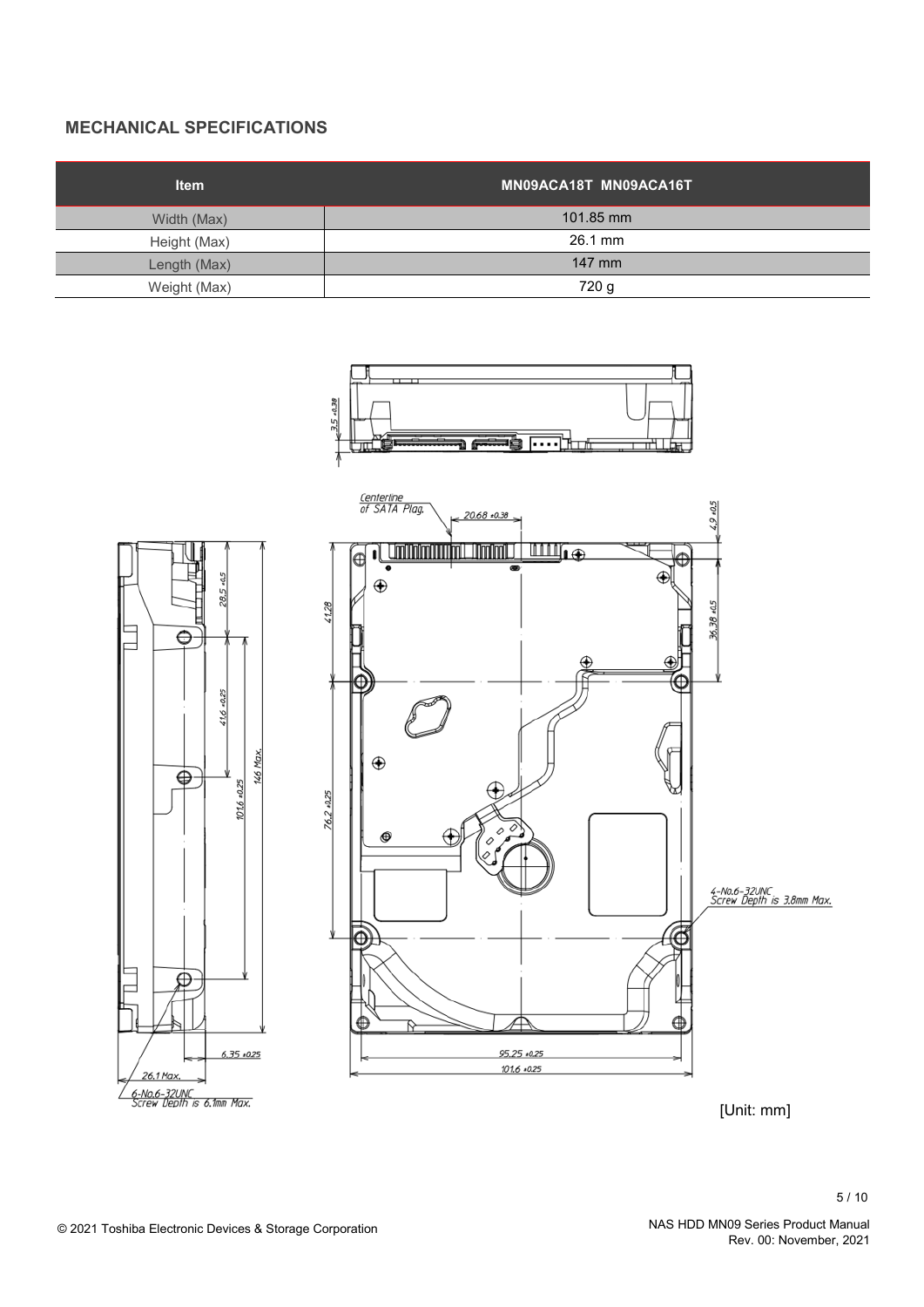## MECHANICAL SPECIFICATIONS

| Item | MN09ACA18T MN09ACA16T |
| --- | --- |
| Width (Max) | 101.85 mm |
| Height (Max) | 26.1 mm |
| Length (Max) | 147 mm |
| Weight (Max) | 720 g |

[Unit: mm]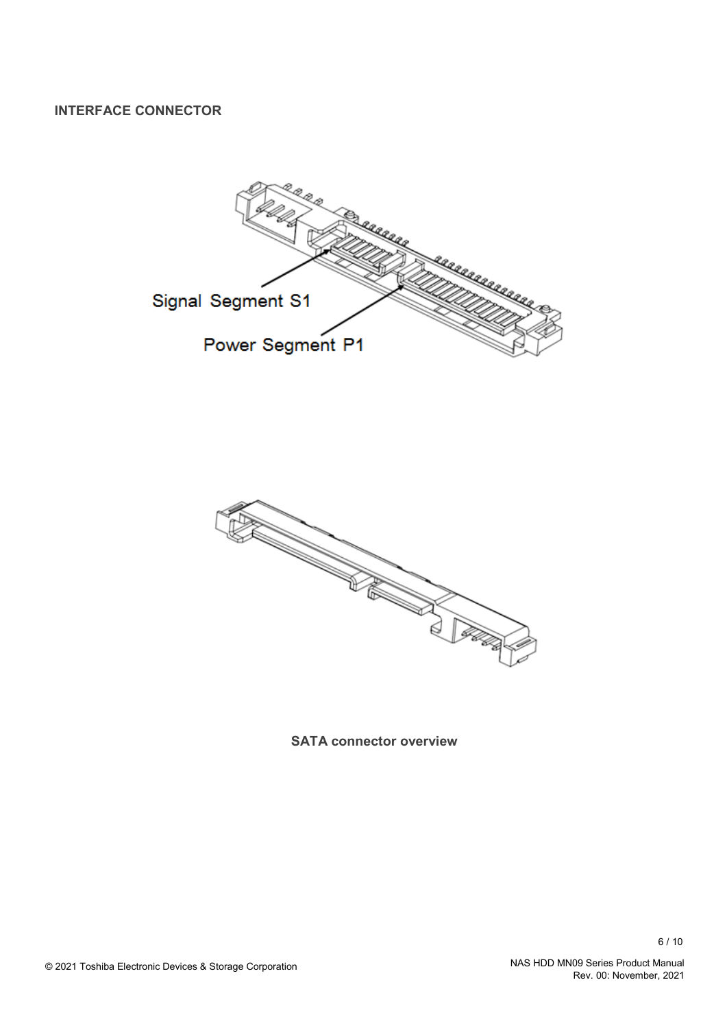## INTERFACE CONNECTOR

Signal Segment S1

Power Segment P1

**SATA connector overview**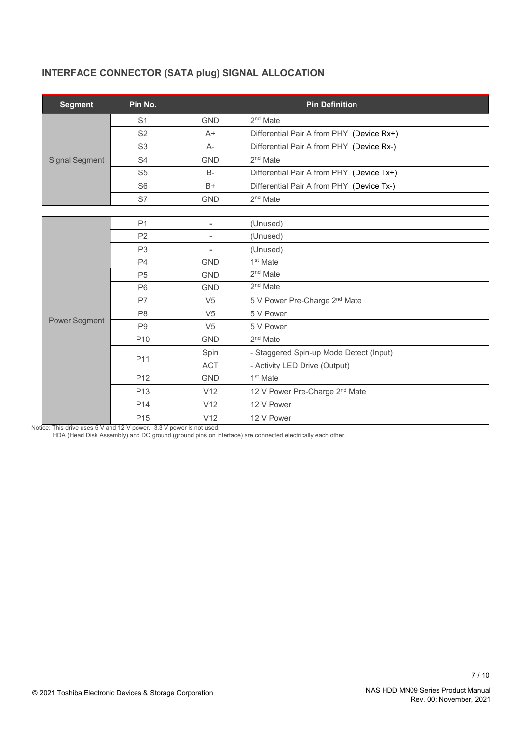## INTERFACE CONNECTOR (SATA plug) SIGNAL ALLOCATION

| Segment | Pin No. | Pin Definition | |
|---|---|---|---|
| Signal Segment | S1 | GND | 2nd Mate |
| | S2 | A+ | Differential Pair A from PHY (Device Rx+) |
| | S3 | A- | Differential Pair A from PHY (Device Rx-) |
| | S4 | GND | 2nd Mate |
| | S5 | B- | Differential Pair A from PHY (Device Tx+) |
| | S6 | B+ | Differential Pair A from PHY (Device Tx-) |
| | S7 | GND | 2nd Mate |
| Power Segment | P1 | - | (Unused) |
| | P2 | - | (Unused) |
| | P3 | - | (Unused) |
| | P4 | GND | 1st Mate |
| | P5 | GND | 2nd Mate |
| | P6 | GND | 2nd Mate |
| | P7 | V5 | 5 V Power Pre-Charge 2nd Mate |
| | P8 | V5 | 5 V Power |
| | P9 | V5 | 5 V Power |
| | P10 | GND | 2nd Mate |
| | P11 | Spin | - Staggered Spin-up Mode Detect (Input) |
| | | ACT | - Activity LED Drive (Output) |
| | P12 | GND | 1st Mate |
| | P13 | V12 | 12 V Power Pre-Charge 2nd Mate |
| | P14 | V12 | 12 V Power |
| | P15 | V12 | 12 V Power |

Notice: This drive uses 5 V and 12 V power. 3.3 V power is not used.
HDA (Head Disk Assembly) and DC ground (ground pins on interface) are connected electrically each other.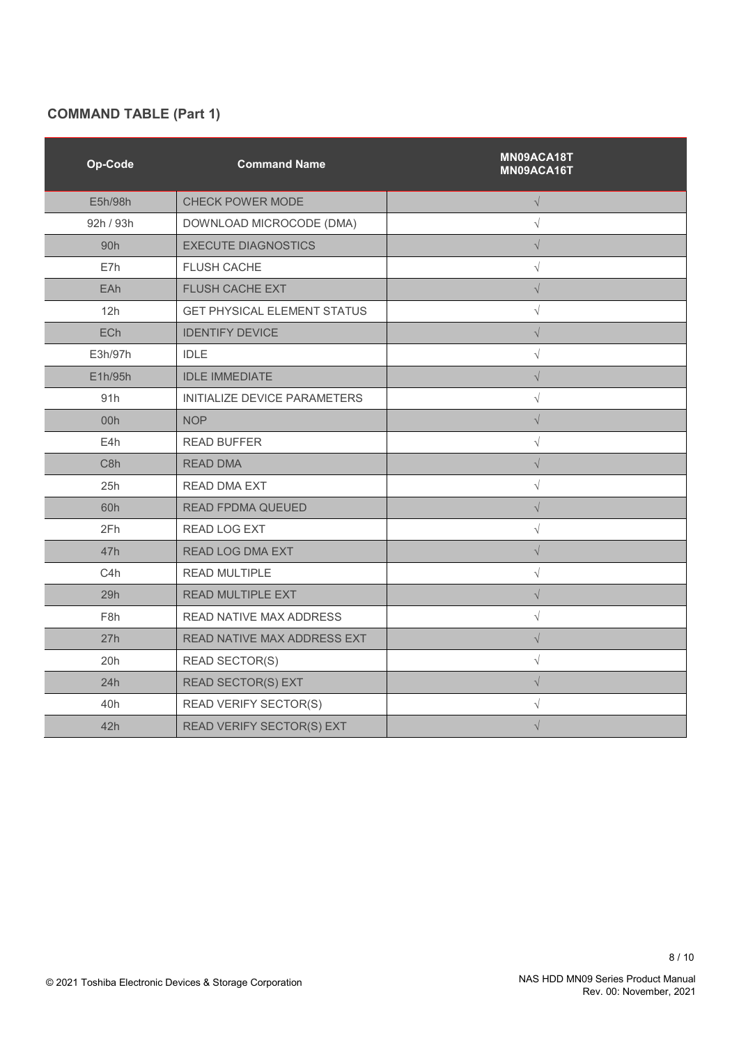## COMMAND TABLE (Part 1)

| Op-Code | Command Name | MN09ACA18T MN09ACA16T |
|---|---|---|
| E5h/98h | CHECK POWER MODE | √ |
| 92h / 93h | DOWNLOAD MICROCODE (DMA) | √ |
| 90h | EXECUTE DIAGNOSTICS | √ |
| E7h | FLUSH CACHE | √ |
| EAh | FLUSH CACHE EXT | √ |
| 12h | GET PHYSICAL ELEMENT STATUS | √ |
| ECh | IDENTIFY DEVICE | √ |
| E3h/97h | IDLE | √ |
| E1h/95h | IDLE IMMEDIATE | √ |
| 91h | INITIALIZE DEVICE PARAMETERS | √ |
| 00h | NOP | √ |
| E4h | READ BUFFER | √ |
| C8h | READ DMA | √ |
| 25h | READ DMA EXT | √ |
| 60h | READ FPDMA QUEUED | √ |
| 2Fh | READ LOG EXT | √ |
| 47h | READ LOG DMA EXT | √ |
| C4h | READ MULTIPLE | √ |
| 29h | READ MULTIPLE EXT | √ |
| F8h | READ NATIVE MAX ADDRESS | √ |
| 27h | READ NATIVE MAX ADDRESS EXT | √ |
| 20h | READ SECTOR(S) | √ |
| 24h | READ SECTOR(S) EXT | √ |
| 40h | READ VERIFY SECTOR(S) | √ |
| 42h | READ VERIFY SECTOR(S) EXT | √ |

© 2021 Toshiba Electronic Devices & Storage Corporation

NAS HDD MN09 Series Product Manual
Rev. 00: November, 2021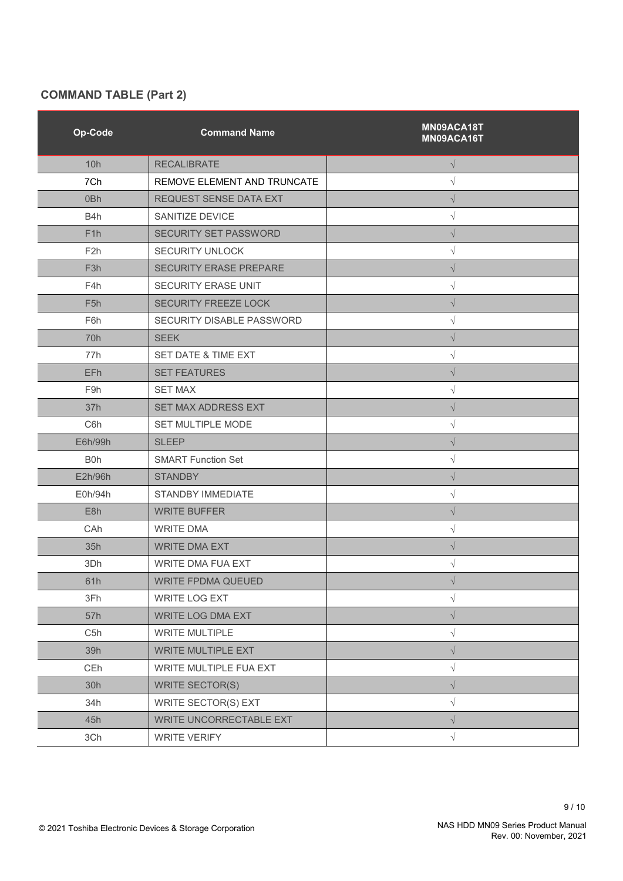## COMMAND TABLE (Part 2)

| Op-Code | Command Name | MN09ACA18T MN09ACA16T |
|---|---|---|
| 10h | RECALIBRATE | √ |
| 7Ch | REMOVE ELEMENT AND TRUNCATE | √ |
| 0Bh | REQUEST SENSE DATA EXT | √ |
| B4h | SANITIZE DEVICE | √ |
| F1h | SECURITY SET PASSWORD | √ |
| F2h | SECURITY UNLOCK | √ |
| F3h | SECURITY ERASE PREPARE | √ |
| F4h | SECURITY ERASE UNIT | √ |
| F5h | SECURITY FREEZE LOCK | √ |
| F6h | SECURITY DISABLE PASSWORD | √ |
| 70h | SEEK | √ |
| 77h | SET DATE & TIME EXT | √ |
| EFh | SET FEATURES | √ |
| F9h | SET MAX | √ |
| 37h | SET MAX ADDRESS EXT | √ |
| C6h | SET MULTIPLE MODE | √ |
| E6h/99h | SLEEP | √ |
| B0h | SMART Function Set | √ |
| E2h/96h | STANDBY | √ |
| E0h/94h | STANDBY IMMEDIATE | √ |
| E8h | WRITE BUFFER | √ |
| CAh | WRITE DMA | √ |
| 35h | WRITE DMA EXT | √ |
| 3Dh | WRITE DMA FUA EXT | √ |
| 61h | WRITE FPDMA QUEUED | √ |
| 3Fh | WRITE LOG EXT | √ |
| 57h | WRITE LOG DMA EXT | √ |
| C5h | WRITE MULTIPLE | √ |
| 39h | WRITE MULTIPLE EXT | √ |
| CEh | WRITE MULTIPLE FUA EXT | √ |
| 30h | WRITE SECTOR(S) | √ |
| 34h | WRITE SECTOR(S) EXT | √ |
| 45h | WRITE UNCORRECTABLE EXT | √ |
| 3Ch | WRITE VERIFY | √ |

© 2021 Toshiba Electronic Devices & Storage Corporation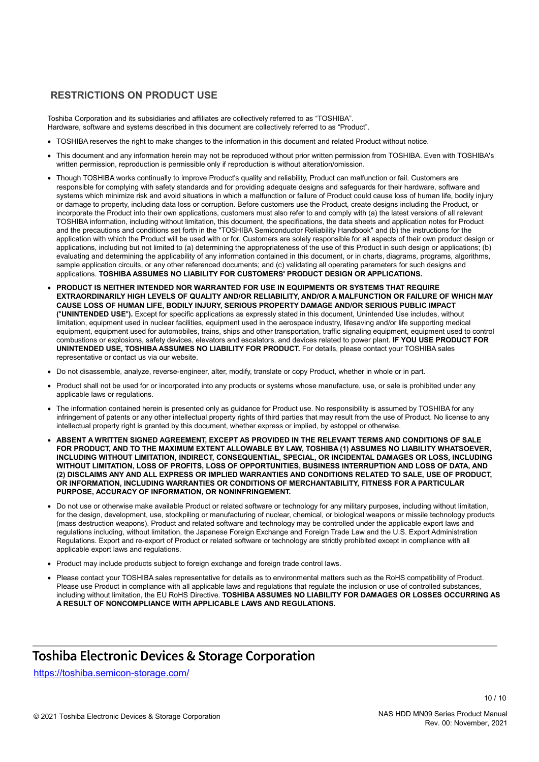## RESTRICTIONS ON PRODUCT USE

Toshiba Corporation and its subsidiaries and affiliates are collectively referred to as "TOSHIBA".
Hardware, software and systems described in this document are collectively referred to as "Product".

- TOSHIBA reserves the right to make changes to the information in this document and related Product without notice.
- This document and any information herein may not be reproduced without prior written permission from TOSHIBA. Even with TOSHIBA's written permission, reproduction is permissible only if reproduction is without alteration/omission.
- Though TOSHIBA works continually to improve Product's quality and reliability, Product can malfunction or fail. Customers are responsible for complying with safety standards and for providing adequate designs and safeguards for their hardware, software and systems which minimize risk and avoid situations in which a malfunction or failure of Product could cause loss of human life, bodily injury or damage to property, including data loss or corruption. Before customers use the Product, create designs including the Product, or incorporate the Product into their own applications, customers must also refer to and comply with (a) the latest versions of all relevant TOSHIBA information, including without limitation, this document, the specifications, the data sheets and application notes for Product and the precautions and conditions set forth in the "TOSHIBA Semiconductor Reliability Handbook" and (b) the instructions for the application with which the Product will be used with or for. Customers are solely responsible for all aspects of their own product design or applications, including but not limited to (a) determining the appropriateness of the use of this Product in such design or applications; (b) evaluating and determining the applicability of any information contained in this document, or in charts, diagrams, programs, algorithms, sample application circuits, or any other referenced documents; and (c) validating all operating parameters for such designs and applications. **TOSHIBA ASSUMES NO LIABILITY FOR CUSTOMERS' PRODUCT DESIGN OR APPLICATIONS.**
- **PRODUCT IS NEITHER INTENDED NOR WARRANTED FOR USE IN EQUIPMENTS OR SYSTEMS THAT REQUIRE EXTRAORDINARILY HIGH LEVELS OF QUALITY AND/OR RELIABILITY, AND/OR A MALFUNCTION OR FAILURE OF WHICH MAY CAUSE LOSS OF HUMAN LIFE, BODILY INJURY, SERIOUS PROPERTY DAMAGE AND/OR SERIOUS PUBLIC IMPACT ("UNINTENDED USE").** Except for specific applications as expressly stated in this document, Unintended Use includes, without limitation, equipment used in nuclear facilities, equipment used in the aerospace industry, lifesaving and/or life supporting medical equipment, equipment used for automobiles, trains, ships and other transportation, traffic signaling equipment, equipment used to control combustions or explosions, safety devices, elevators and escalators, and devices related to power plant. **IF YOU USE PRODUCT FOR UNINTENDED USE, TOSHIBA ASSUMES NO LIABILITY FOR PRODUCT.** For details, please contact your TOSHIBA sales representative or contact us via our website.
- Do not disassemble, analyze, reverse-engineer, alter, modify, translate or copy Product, whether in whole or in part.
- Product shall not be used for or incorporated into any products or systems whose manufacture, use, or sale is prohibited under any applicable laws or regulations.
- The information contained herein is presented only as guidance for Product use. No responsibility is assumed by TOSHIBA for any infringement of patents or any other intellectual property rights of third parties that may result from the use of Product. No license to any intellectual property right is granted by this document, whether express or implied, by estoppel or otherwise.
- **ABSENT A WRITTEN SIGNED AGREEMENT, EXCEPT AS PROVIDED IN THE RELEVANT TERMS AND CONDITIONS OF SALE FOR PRODUCT, AND TO THE MAXIMUM EXTENT ALLOWABLE BY LAW, TOSHIBA (1) ASSUMES NO LIABILITY WHATSOEVER, INCLUDING WITHOUT LIMITATION, INDIRECT, CONSEQUENTIAL, SPECIAL, OR INCIDENTAL DAMAGES OR LOSS, INCLUDING WITHOUT LIMITATION, LOSS OF PROFITS, LOSS OF OPPORTUNITIES, BUSINESS INTERRUPTION AND LOSS OF DATA, AND (2) DISCLAIMS ANY AND ALL EXPRESS OR IMPLIED WARRANTIES AND CONDITIONS RELATED TO SALE, USE OF PRODUCT, OR INFORMATION, INCLUDING WARRANTIES OR CONDITIONS OF MERCHANTABILITY, FITNESS FOR A PARTICULAR PURPOSE, ACCURACY OF INFORMATION, OR NONINFRINGEMENT.**
- Do not use or otherwise make available Product or related software or technology for any military purposes, including without limitation, for the design, development, use, stockpiling or manufacturing of nuclear, chemical, or biological weapons or missile technology products (mass destruction weapons). Product and related software and technology may be controlled under the applicable export laws and regulations including, without limitation, the Japanese Foreign Exchange and Foreign Trade Law and the U.S. Export Administration Regulations. Export and re-export of Product or related software or technology are strictly prohibited except in compliance with all applicable export laws and regulations.
- Product may include products subject to foreign exchange and foreign trade control laws.
- Please contact your TOSHIBA sales representative for details as to environmental matters such as the RoHS compatibility of Product. Please use Product in compliance with all applicable laws and regulations that regulate the inclusion or use of controlled substances, including without limitation, the EU RoHS Directive. **TOSHIBA ASSUMES NO LIABILITY FOR DAMAGES OR LOSSES OCCURRING AS A RESULT OF NONCOMPLIANCE WITH APPLICABLE LAWS AND REGULATIONS.**

# Toshiba Electronic Devices & Storage Corporation

https://toshiba.semicon-storage.com/

© 2021 Toshiba Electronic Devices & Storage Corporation